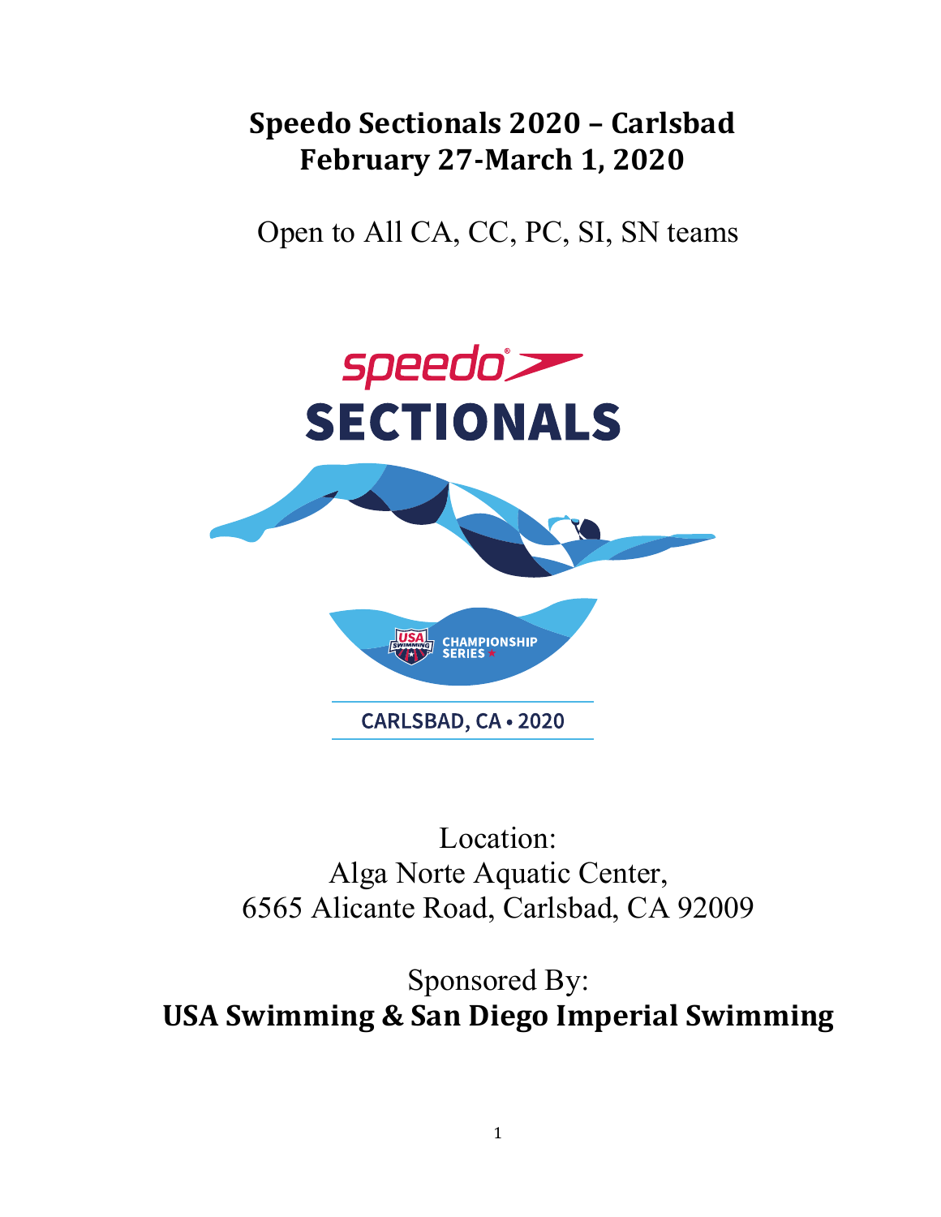# Speedo Sectionals 2020 – Carlsbad
# February 27-March 1, 2020

Open to All CA, CC, PC, SI, SN teams

speedo
SECTIONALS

CHAMPIONSHIP SERIES

CARLSBAD, CA • 2020

Location:
Alga Norte Aquatic Center,
6565 Alicante Road, Carlsbad, CA 92009

Sponsored By:
**USA Swimming & San Diego Imperial Swimming**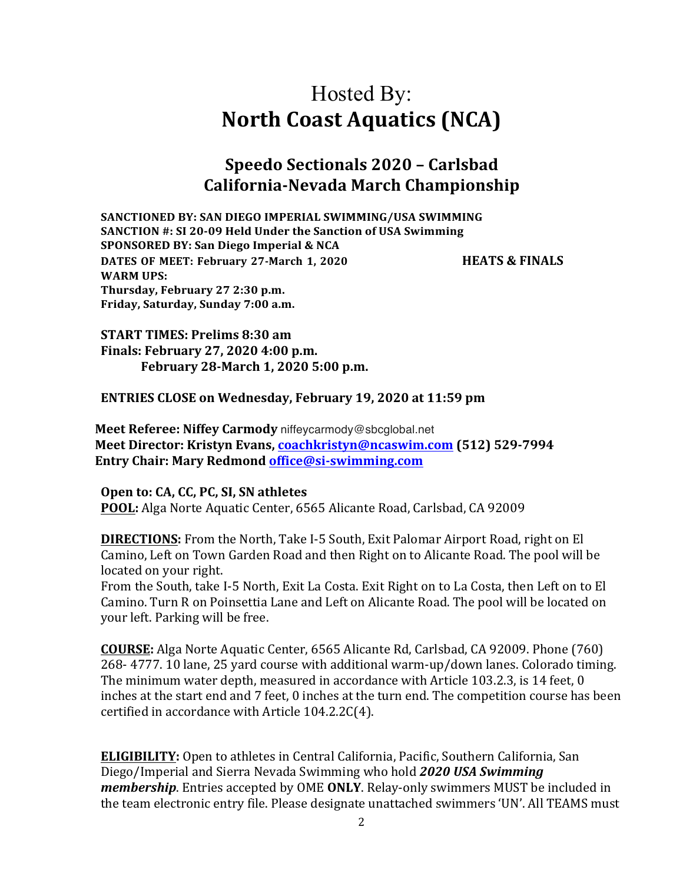# Hosted By:
# North Coast Aquatics (NCA)

## Speedo Sectionals 2020 – Carlsbad
## California-Nevada March Championship

**SANCTIONED BY: SAN DIEGO IMPERIAL SWIMMING/USA SWIMMING**
**SANCTION #: SI 20-09 Held Under the Sanction of USA Swimming**
**SPONSORED BY: San Diego Imperial & NCA**
**DATES OF MEET: February 27-March 1, 2020** **HEATS & FINALS**
**WARM UPS:**
**Thursday, February 27 2:30 p.m.**
**Friday, Saturday, Sunday 7:00 a.m.**

**START TIMES: Prelims 8:30 am**
**Finals: February 27, 2020 4:00 p.m.**
**February 28-March 1, 2020 5:00 p.m.**

**ENTRIES CLOSE on Wednesday, February 19, 2020 at 11:59 pm**

**Meet Referee: Niffey Carmody** niffeycarmody@sbcglobal.net
**Meet Director: Kristyn Evans, coachkristyn@ncaswim.com (512) 529-7994**
**Entry Chair: Mary Redmond office@si-swimming.com**

**Open to: CA, CC, PC, SI, SN athletes**
**POOL:** Alga Norte Aquatic Center, 6565 Alicante Road, Carlsbad, CA 92009

**DIRECTIONS:** From the North, Take I-5 South, Exit Palomar Airport Road, right on El Camino, Left on Town Garden Road and then Right on to Alicante Road. The pool will be located on your right.
From the South, take I-5 North, Exit La Costa. Exit Right on to La Costa, then Left on to El Camino. Turn R on Poinsettia Lane and Left on Alicante Road. The pool will be located on your left. Parking will be free.

**COURSE:** Alga Norte Aquatic Center, 6565 Alicante Rd, Carlsbad, CA 92009. Phone (760) 268- 4777. 10 lane, 25 yard course with additional warm-up/down lanes. Colorado timing. The minimum water depth, measured in accordance with Article 103.2.3, is 14 feet, 0 inches at the start end and 7 feet, 0 inches at the turn end. The competition course has been certified in accordance with Article 104.2.2C(4).

**ELIGIBILITY:** Open to athletes in Central California, Pacific, Southern California, San Diego/Imperial and Sierra Nevada Swimming who hold ***2020 USA Swimming membership***. Entries accepted by OME **ONLY**. Relay-only swimmers MUST be included in the team electronic entry file. Please designate unattached swimmers 'UN'. All TEAMS must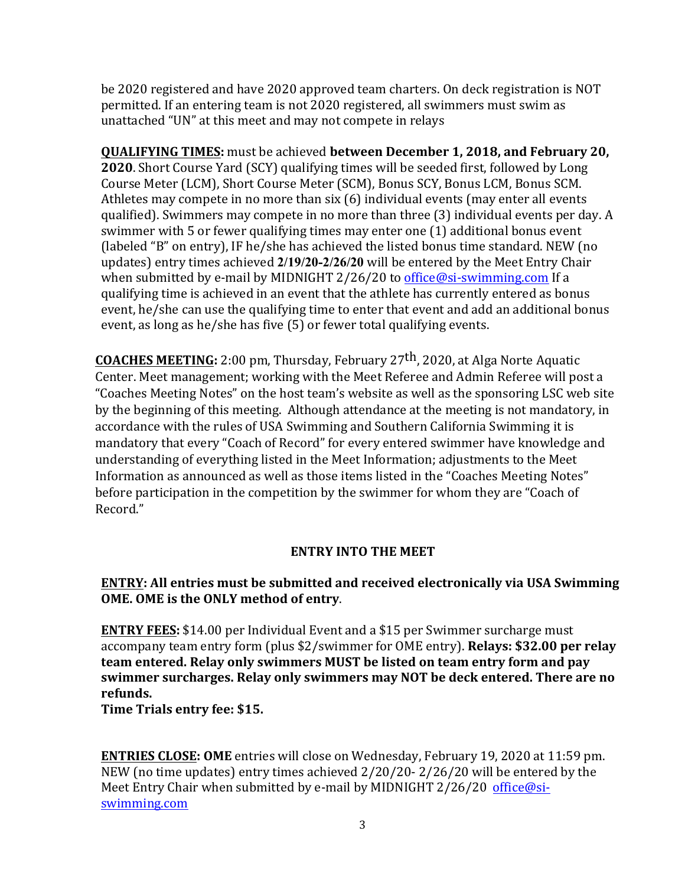be 2020 registered and have 2020 approved team charters. On deck registration is NOT permitted. If an entering team is not 2020 registered, all swimmers must swim as unattached "UN" at this meet and may not compete in relays

**QUALIFYING TIMES:** must be achieved **between December 1, 2018, and February 20, 2020**. Short Course Yard (SCY) qualifying times will be seeded first, followed by Long Course Meter (LCM), Short Course Meter (SCM), Bonus SCY, Bonus LCM, Bonus SCM. Athletes may compete in no more than six (6) individual events (may enter all events qualified). Swimmers may compete in no more than three (3) individual events per day. A swimmer with 5 or fewer qualifying times may enter one (1) additional bonus event (labeled "B" on entry), IF he/she has achieved the listed bonus time standard. NEW (no updates) entry times achieved **2/19/20-2/26/20** will be entered by the Meet Entry Chair when submitted by e-mail by MIDNIGHT 2/26/20 to office@si-swimming.com If a qualifying time is achieved in an event that the athlete has currently entered as bonus event, he/she can use the qualifying time to enter that event and add an additional bonus event, as long as he/she has five (5) or fewer total qualifying events.

**COACHES MEETING:** 2:00 pm, Thursday, February 27th, 2020, at Alga Norte Aquatic Center. Meet management; working with the Meet Referee and Admin Referee will post a "Coaches Meeting Notes" on the host team's website as well as the sponsoring LSC web site by the beginning of this meeting. Although attendance at the meeting is not mandatory, in accordance with the rules of USA Swimming and Southern California Swimming it is mandatory that every "Coach of Record" for every entered swimmer have knowledge and understanding of everything listed in the Meet Information; adjustments to the Meet Information as announced as well as those items listed in the "Coaches Meeting Notes" before participation in the competition by the swimmer for whom they are "Coach of Record."

## ENTRY INTO THE MEET

**ENTRY: All entries must be submitted and received electronically via USA Swimming OME. OME is the ONLY method of entry**.

**ENTRY FEES:** $14.00 per Individual Event and a $15 per Swimmer surcharge must accompany team entry form (plus $2/swimmer for OME entry). **Relays: $32.00 per relay team entered. Relay only swimmers MUST be listed on team entry form and pay swimmer surcharges. Relay only swimmers may NOT be deck entered. There are no refunds.**
**Time Trials entry fee: $15.**

**ENTRIES CLOSE: OME** entries will close on Wednesday, February 19, 2020 at 11:59 pm. NEW (no time updates) entry times achieved 2/20/20- 2/26/20 will be entered by the Meet Entry Chair when submitted by e-mail by MIDNIGHT 2/26/20 office@si-swimming.com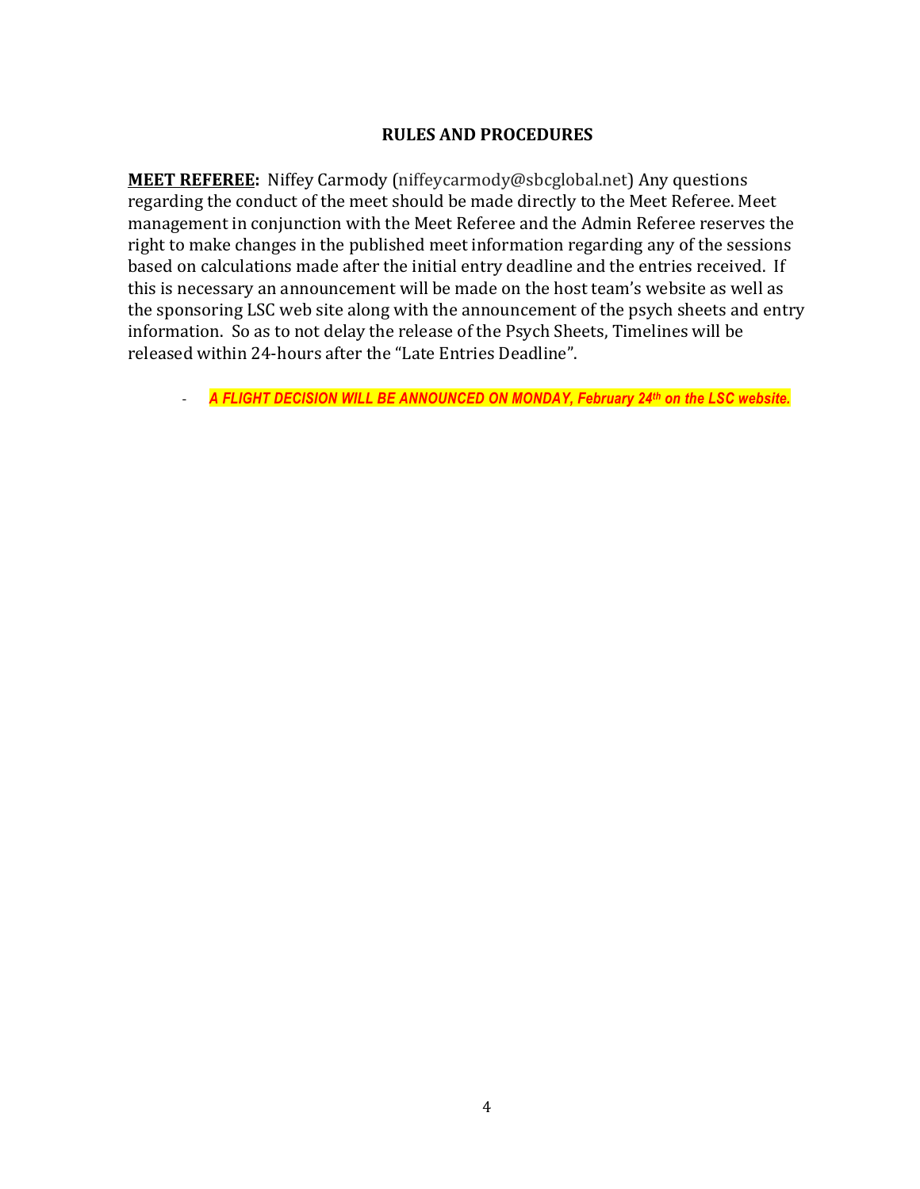## RULES AND PROCEDURES

**MEET REFEREE:** Niffey Carmody (niffeycarmody@sbcglobal.net) Any questions regarding the conduct of the meet should be made directly to the Meet Referee. Meet management in conjunction with the Meet Referee and the Admin Referee reserves the right to make changes in the published meet information regarding any of the sessions based on calculations made after the initial entry deadline and the entries received. If this is necessary an announcement will be made on the host team's website as well as the sponsoring LSC web site along with the announcement of the psych sheets and entry information. So as to not delay the release of the Psych Sheets, Timelines will be released within 24-hours after the "Late Entries Deadline".

- ***A FLIGHT DECISION WILL BE ANNOUNCED ON MONDAY, February 24th on the LSC website.***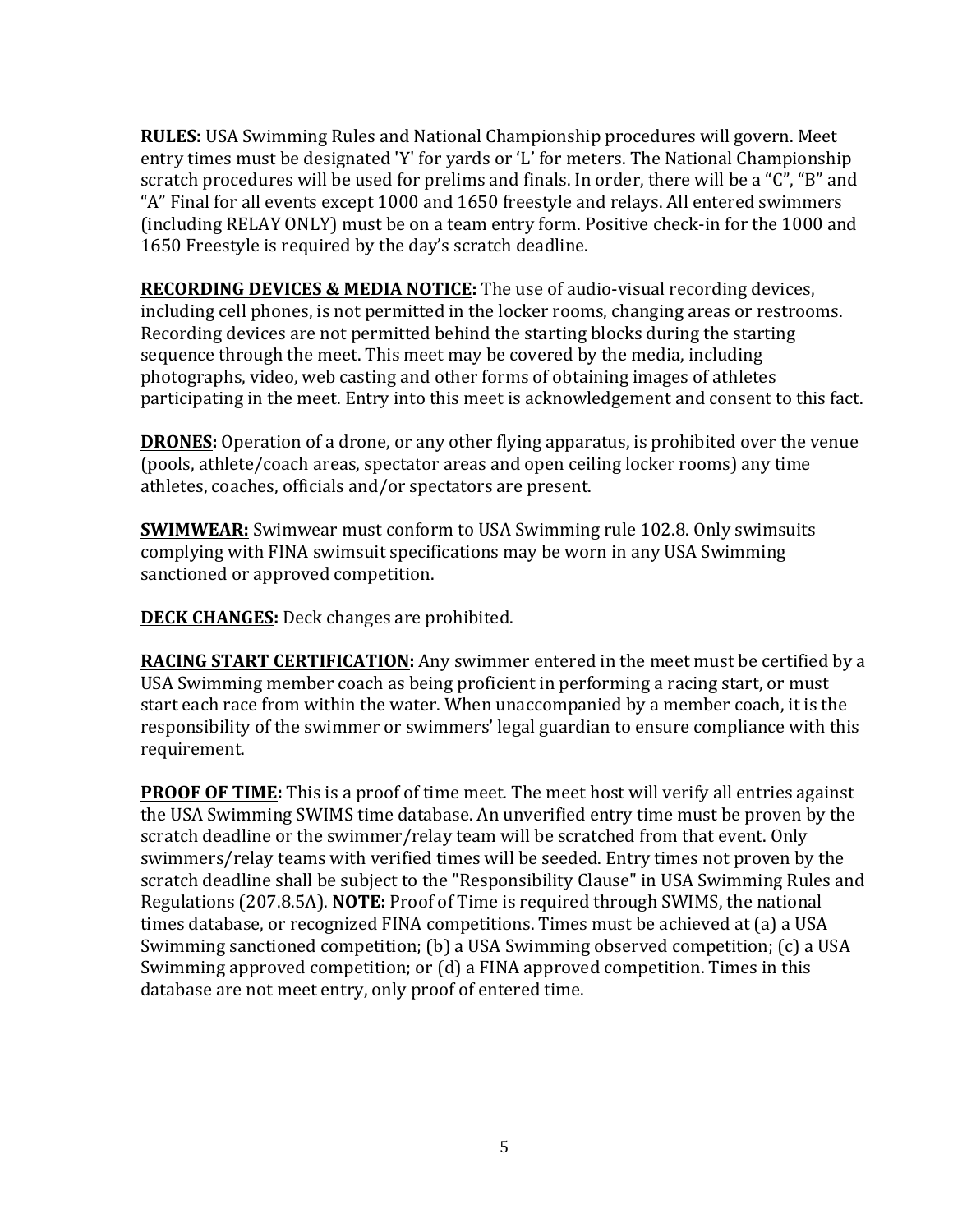**RULES:** USA Swimming Rules and National Championship procedures will govern. Meet entry times must be designated 'Y' for yards or 'L' for meters. The National Championship scratch procedures will be used for prelims and finals. In order, there will be a "C", "B" and "A" Final for all events except 1000 and 1650 freestyle and relays. All entered swimmers (including RELAY ONLY) must be on a team entry form. Positive check-in for the 1000 and 1650 Freestyle is required by the day's scratch deadline.

**RECORDING DEVICES & MEDIA NOTICE:** The use of audio-visual recording devices, including cell phones, is not permitted in the locker rooms, changing areas or restrooms. Recording devices are not permitted behind the starting blocks during the starting sequence through the meet. This meet may be covered by the media, including photographs, video, web casting and other forms of obtaining images of athletes participating in the meet. Entry into this meet is acknowledgement and consent to this fact.

**DRONES:** Operation of a drone, or any other flying apparatus, is prohibited over the venue (pools, athlete/coach areas, spectator areas and open ceiling locker rooms) any time athletes, coaches, officials and/or spectators are present.

**SWIMWEAR:** Swimwear must conform to USA Swimming rule 102.8. Only swimsuits complying with FINA swimsuit specifications may be worn in any USA Swimming sanctioned or approved competition.

**DECK CHANGES:** Deck changes are prohibited.

**RACING START CERTIFICATION:** Any swimmer entered in the meet must be certified by a USA Swimming member coach as being proficient in performing a racing start, or must start each race from within the water. When unaccompanied by a member coach, it is the responsibility of the swimmer or swimmers' legal guardian to ensure compliance with this requirement.

**PROOF OF TIME:** This is a proof of time meet. The meet host will verify all entries against the USA Swimming SWIMS time database. An unverified entry time must be proven by the scratch deadline or the swimmer/relay team will be scratched from that event. Only swimmers/relay teams with verified times will be seeded. Entry times not proven by the scratch deadline shall be subject to the "Responsibility Clause" in USA Swimming Rules and Regulations (207.8.5A). **NOTE:** Proof of Time is required through SWIMS, the national times database, or recognized FINA competitions. Times must be achieved at (a) a USA Swimming sanctioned competition; (b) a USA Swimming observed competition; (c) a USA Swimming approved competition; or (d) a FINA approved competition. Times in this database are not meet entry, only proof of entered time.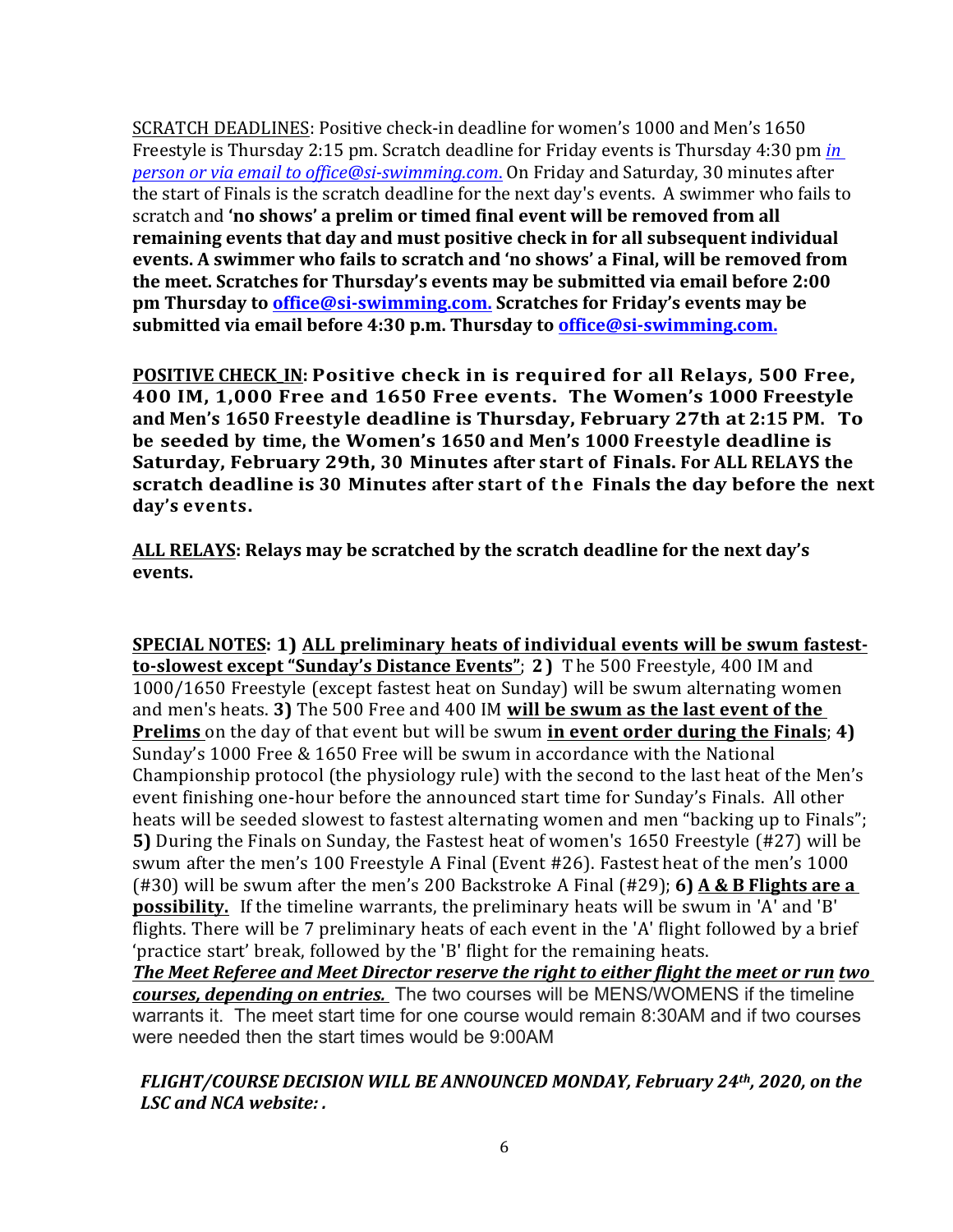SCRATCH DEADLINES: Positive check-in deadline for women's 1000 and Men's 1650 Freestyle is Thursday 2:15 pm. Scratch deadline for Friday events is Thursday 4:30 pm *in person or via email to office@si-swimming.com.* On Friday and Saturday, 30 minutes after the start of Finals is the scratch deadline for the next day's events. A swimmer who fails to scratch and **'no shows' a prelim or timed final event will be removed from all remaining events that day and must positive check in for all subsequent individual events. A swimmer who fails to scratch and 'no shows' a Final, will be removed from the meet. Scratches for Thursday's events may be submitted via email before 2:00 pm Thursday to office@si-swimming.com. Scratches for Friday's events may be submitted via email before 4:30 p.m. Thursday to office@si-swimming.com.**

**POSITIVE CHECK_IN: Positive check in is required for all Relays, 500 Free, 400 IM, 1,000 Free and 1650 Free events. The Women's 1000 Freestyle and Men's 1650 Freestyle deadline is Thursday, February 27th at 2:15 PM. To be seeded by time, the Women's 1650 and Men's 1000 Freestyle deadline is Saturday, February 29th, 30 Minutes after start of Finals. For ALL RELAYS the scratch deadline is 30 Minutes after start of the Finals the day before the next day's events.**

**ALL RELAYS: Relays may be scratched by the scratch deadline for the next day's events.**

**SPECIAL NOTES: 1) ALL preliminary heats of individual events will be swum fastest-to-slowest except "Sunday's Distance Events"**; **2)** The 500 Freestyle, 400 IM and 1000/1650 Freestyle (except fastest heat on Sunday) will be swum alternating women and men's heats. **3)** The 500 Free and 400 IM **will be swum as the last event of the Prelims** on the day of that event but will be swum **in event order during the Finals**; **4)** Sunday's 1000 Free & 1650 Free will be swum in accordance with the National Championship protocol (the physiology rule) with the second to the last heat of the Men's event finishing one-hour before the announced start time for Sunday's Finals. All other heats will be seeded slowest to fastest alternating women and men "backing up to Finals"; **5)** During the Finals on Sunday, the Fastest heat of women's 1650 Freestyle (#27) will be swum after the men's 100 Freestyle A Final (Event #26). Fastest heat of the men's 1000 (#30) will be swum after the men's 200 Backstroke A Final (#29); **6) A & B Flights are a possibility.** If the timeline warrants, the preliminary heats will be swum in 'A' and 'B' flights. There will be 7 preliminary heats of each event in the 'A' flight followed by a brief 'practice start' break, followed by the 'B' flight for the remaining heats.
***The Meet Referee and Meet Director reserve the right to either flight the meet or run two courses, depending on entries.*** The two courses will be MENS/WOMENS if the timeline warrants it. The meet start time for one course would remain 8:30AM and if two courses were needed then the start times would be 9:00AM

***FLIGHT/COURSE DECISION WILL BE ANNOUNCED MONDAY, February 24th, 2020, on the LSC and NCA website: .***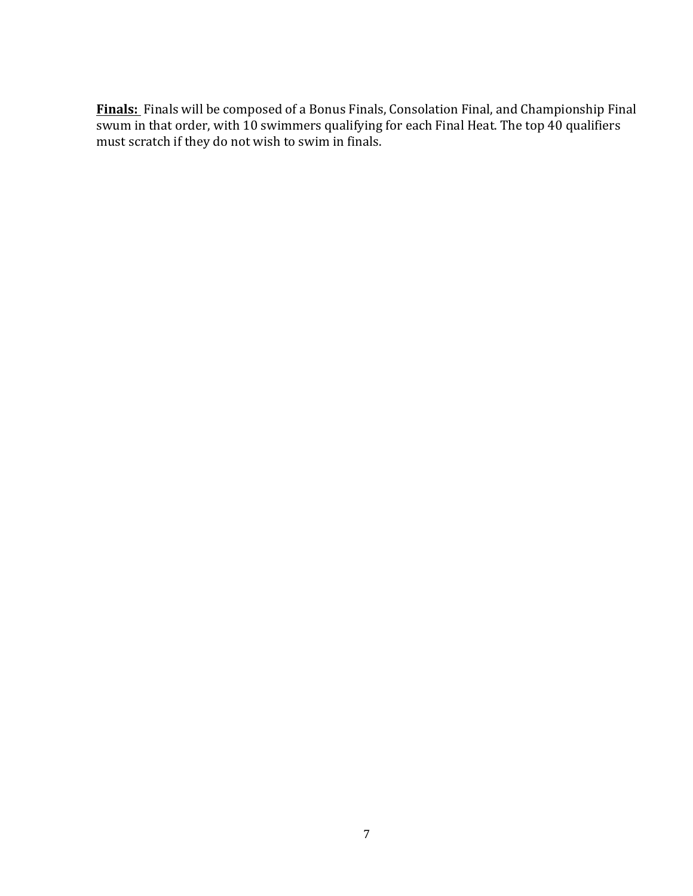**Finals:** Finals will be composed of a Bonus Finals, Consolation Final, and Championship Final swum in that order, with 10 swimmers qualifying for each Final Heat. The top 40 qualifiers must scratch if they do not wish to swim in finals.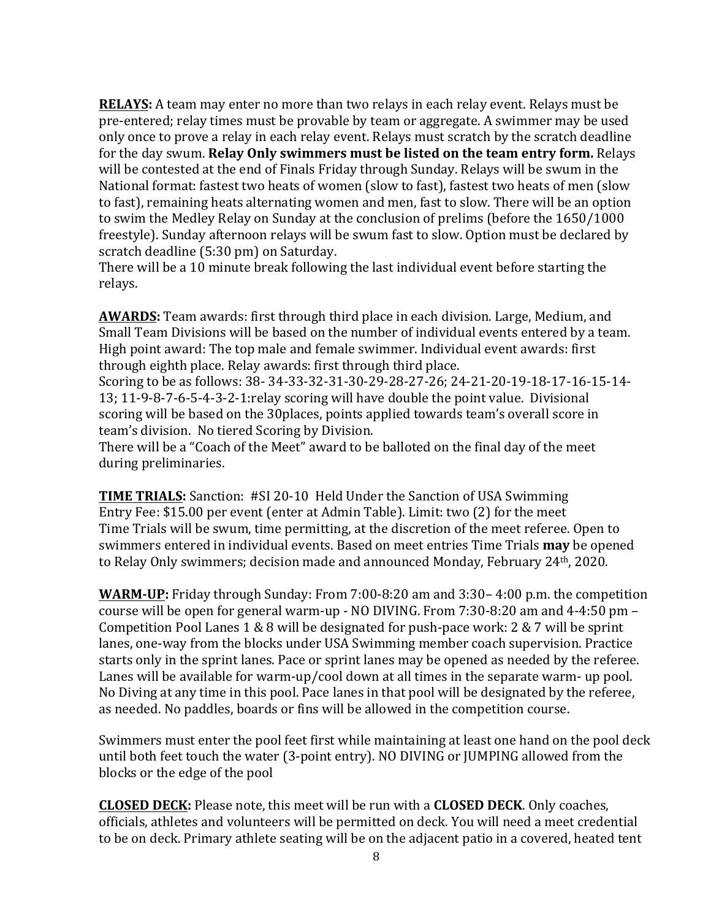**RELAYS:** A team may enter no more than two relays in each relay event. Relays must be pre-entered; relay times must be provable by team or aggregate. A swimmer may be used only once to prove a relay in each relay event. Relays must scratch by the scratch deadline for the day swum. **Relay Only swimmers must be listed on the team entry form.** Relays will be contested at the end of Finals Friday through Sunday. Relays will be swum in the National format: fastest two heats of women (slow to fast), fastest two heats of men (slow to fast), remaining heats alternating women and men, fast to slow. There will be an option to swim the Medley Relay on Sunday at the conclusion of prelims (before the 1650/1000 freestyle). Sunday afternoon relays will be swum fast to slow. Option must be declared by scratch deadline (5:30 pm) on Saturday.
There will be a 10 minute break following the last individual event before starting the relays.

**AWARDS:** Team awards: first through third place in each division. Large, Medium, and Small Team Divisions will be based on the number of individual events entered by a team. High point award: The top male and female swimmer. Individual event awards: first through eighth place. Relay awards: first through third place.
Scoring to be as follows: 38- 34-33-32-31-30-29-28-27-26; 24-21-20-19-18-17-16-15-14-13; 11-9-8-7-6-5-4-3-2-1:relay scoring will have double the point value. Divisional scoring will be based on the 30places, points applied towards team's overall score in team's division. No tiered Scoring by Division.
There will be a "Coach of the Meet" award to be balloted on the final day of the meet during preliminaries.

**TIME TRIALS:** Sanction: #SI 20-10 Held Under the Sanction of USA Swimming
Entry Fee: $15.00 per event (enter at Admin Table). Limit: two (2) for the meet
Time Trials will be swum, time permitting, at the discretion of the meet referee. Open to swimmers entered in individual events. Based on meet entries Time Trials **may** be opened to Relay Only swimmers; decision made and announced Monday, February 24th, 2020.

**WARM-UP:** Friday through Sunday: From 7:00-8:20 am and 3:30– 4:00 p.m. the competition course will be open for general warm-up - NO DIVING. From 7:30-8:20 am and 4-4:50 pm – Competition Pool Lanes 1 & 8 will be designated for push-pace work: 2 & 7 will be sprint lanes, one-way from the blocks under USA Swimming member coach supervision. Practice starts only in the sprint lanes. Pace or sprint lanes may be opened as needed by the referee. Lanes will be available for warm-up/cool down at all times in the separate warm- up pool. No Diving at any time in this pool. Pace lanes in that pool will be designated by the referee, as needed. No paddles, boards or fins will be allowed in the competition course.

Swimmers must enter the pool feet first while maintaining at least one hand on the pool deck until both feet touch the water (3-point entry). NO DIVING or JUMPING allowed from the blocks or the edge of the pool

**CLOSED DECK:** Please note, this meet will be run with a **CLOSED DECK**. Only coaches, officials, athletes and volunteers will be permitted on deck. You will need a meet credential to be on deck. Primary athlete seating will be on the adjacent patio in a covered, heated tent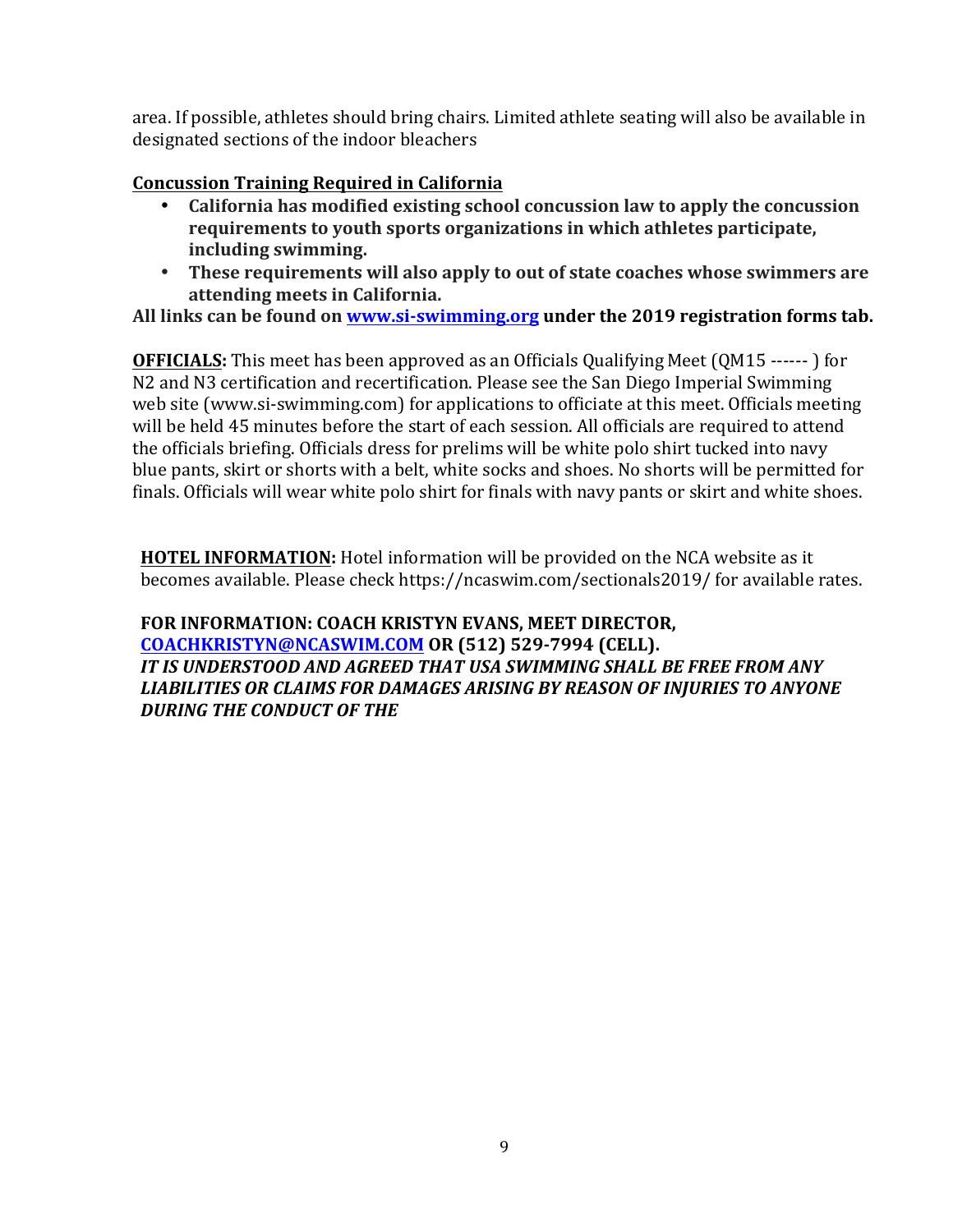area. If possible, athletes should bring chairs. Limited athlete seating will also be available in designated sections of the indoor bleachers

**Concussion Training Required in California**

- **California has modified existing school concussion law to apply the concussion requirements to youth sports organizations in which athletes participate, including swimming.**
- **These requirements will also apply to out of state coaches whose swimmers are attending meets in California.**

**All links can be found on [www.si-swimming.org](www.si-swimming.org) under the 2019 registration forms tab.**

**OFFICIALS:** This meet has been approved as an Officials Qualifying Meet (QM15 ------ ) for N2 and N3 certification and recertification. Please see the San Diego Imperial Swimming web site (www.si-swimming.com) for applications to officiate at this meet. Officials meeting will be held 45 minutes before the start of each session. All officials are required to attend the officials briefing. Officials dress for prelims will be white polo shirt tucked into navy blue pants, skirt or shorts with a belt, white socks and shoes. No shorts will be permitted for finals. Officials will wear white polo shirt for finals with navy pants or skirt and white shoes.

**HOTEL INFORMATION:** Hotel information will be provided on the NCA website as it becomes available. Please check https://ncaswim.com/sectionals2019/ for available rates.

**FOR INFORMATION: COACH KRISTYN EVANS, MEET DIRECTOR, [COACHKRISTYN@NCASWIM.COM](mailto:COACHKRISTYN@NCASWIM.COM) OR (512) 529-7994 (CELL).**

***IT IS UNDERSTOOD AND AGREED THAT USA SWIMMING SHALL BE FREE FROM ANY LIABILITIES OR CLAIMS FOR DAMAGES ARISING BY REASON OF INJURIES TO ANYONE DURING THE CONDUCT OF THE***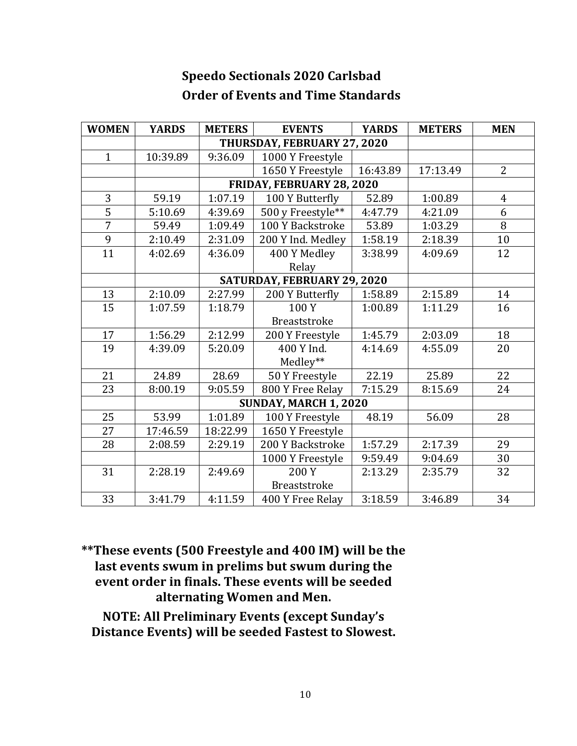# Speedo Sectionals 2020 Carlsbad

## Order of Events and Time Standards

| WOMEN | YARDS | METERS | EVENTS | YARDS | METERS | MEN |
|---|---|---|---|---|---|---|
| | THURSDAY, FEBRUARY 27, 2020 | | | | | |
| 1 | 10:39.89 | 9:36.09 | 1000 Y Freestyle | | | |
| | | | 1650 Y Freestyle | 16:43.89 | 17:13.49 | 2 |
| | FRIDAY, FEBRUARY 28, 2020 | | | | | |
| 3 | 59.19 | 1:07.19 | 100 Y Butterfly | 52.89 | 1:00.89 | 4 |
| 5 | 5:10.69 | 4:39.69 | 500 y Freestyle** | 4:47.79 | 4:21.09 | 6 |
| 7 | 59.49 | 1:09.49 | 100 Y Backstroke | 53.89 | 1:03.29 | 8 |
| 9 | 2:10.49 | 2:31.09 | 200 Y Ind. Medley | 1:58.19 | 2:18.39 | 10 |
| 11 | 4:02.69 | 4:36.09 | 400 Y Medley Relay | 3:38.99 | 4:09.69 | 12 |
| | SATURDAY, FEBRUARY 29, 2020 | | | | | |
| 13 | 2:10.09 | 2:27.99 | 200 Y Butterfly | 1:58.89 | 2:15.89 | 14 |
| 15 | 1:07.59 | 1:18.79 | 100 Y Breaststroke | 1:00.89 | 1:11.29 | 16 |
| 17 | 1:56.29 | 2:12.99 | 200 Y Freestyle | 1:45.79 | 2:03.09 | 18 |
| 19 | 4:39.09 | 5:20.09 | 400 Y Ind. Medley** | 4:14.69 | 4:55.09 | 20 |
| 21 | 24.89 | 28.69 | 50 Y Freestyle | 22.19 | 25.89 | 22 |
| 23 | 8:00.19 | 9:05.59 | 800 Y Free Relay | 7:15.29 | 8:15.69 | 24 |
| | SUNDAY, MARCH 1, 2020 | | | | | |
| 25 | 53.99 | 1:01.89 | 100 Y Freestyle | 48.19 | 56.09 | 28 |
| 27 | 17:46.59 | 18:22.99 | 1650 Y Freestyle | | | |
| 28 | 2:08.59 | 2:29.19 | 200 Y Backstroke | 1:57.29 | 2:17.39 | 29 |
| | | | 1000 Y Freestyle | 9:59.49 | 9:04.69 | 30 |
| 31 | 2:28.19 | 2:49.69 | 200 Y Breaststroke | 2:13.29 | 2:35.79 | 32 |
| 33 | 3:41.79 | 4:11.59 | 400 Y Free Relay | 3:18.59 | 3:46.89 | 34 |

**\*\*These events (500 Freestyle and 400 IM) will be the last events swum in prelims but swum during the event order in finals. These events will be seeded alternating Women and Men.**

**NOTE: All Preliminary Events (except Sunday's Distance Events) will be seeded Fastest to Slowest.**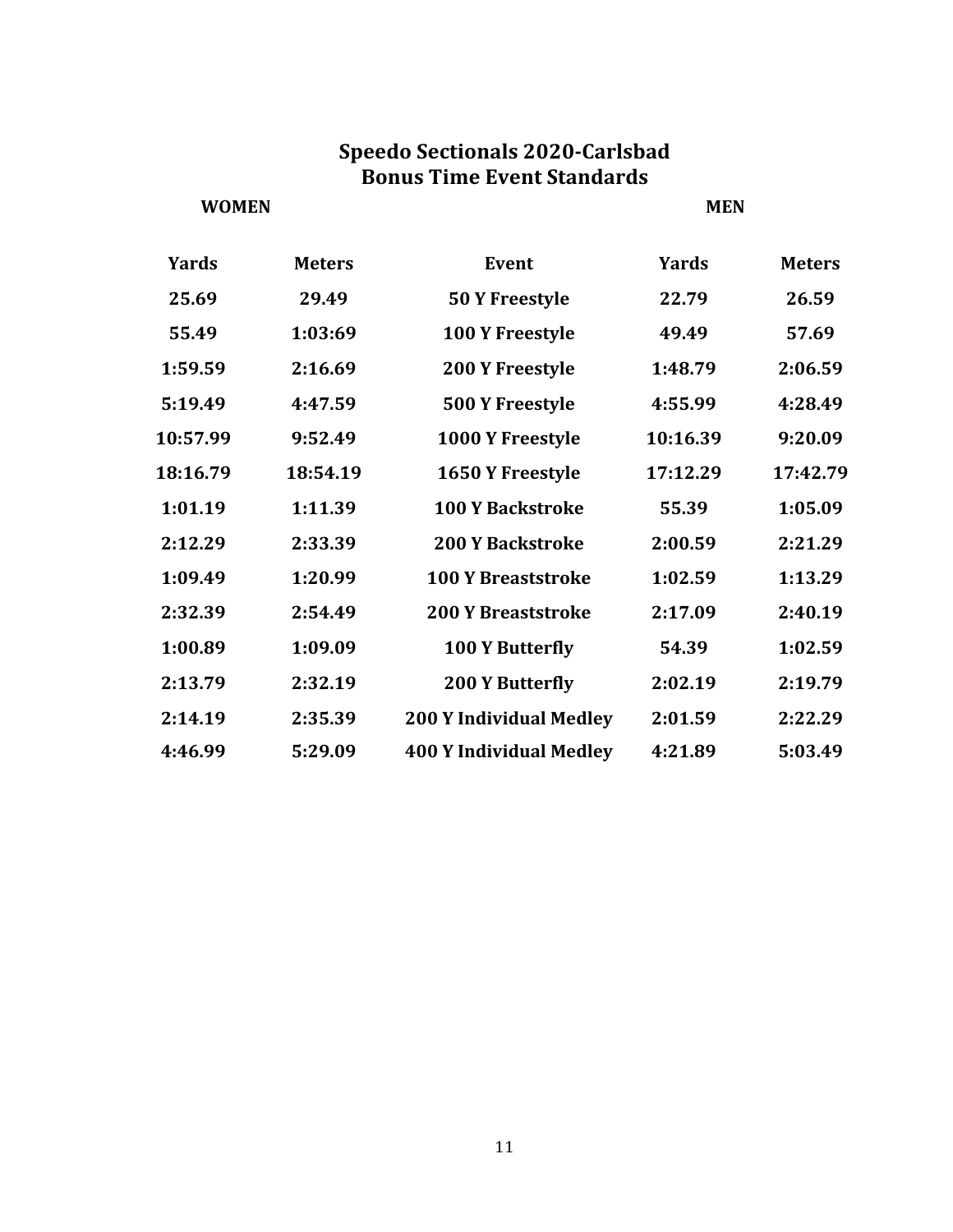# Speedo Sectionals 2020-Carlsbad
## Bonus Time Event Standards

| WOMEN | | | MEN | |
|---|---|---|---|---|
| **Yards** | **Meters** | **Event** | **Yards** | **Meters** |
| 25.69 | 29.49 | 50 Y Freestyle | 22.79 | 26.59 |
| 55.49 | 1:03:69 | 100 Y Freestyle | 49.49 | 57.69 |
| 1:59.59 | 2:16.69 | 200 Y Freestyle | 1:48.79 | 2:06.59 |
| 5:19.49 | 4:47.59 | 500 Y Freestyle | 4:55.99 | 4:28.49 |
| 10:57.99 | 9:52.49 | 1000 Y Freestyle | 10:16.39 | 9:20.09 |
| 18:16.79 | 18:54.19 | 1650 Y Freestyle | 17:12.29 | 17:42.79 |
| 1:01.19 | 1:11.39 | 100 Y Backstroke | 55.39 | 1:05.09 |
| 2:12.29 | 2:33.39 | 200 Y Backstroke | 2:00.59 | 2:21.29 |
| 1:09.49 | 1:20.99 | 100 Y Breaststroke | 1:02.59 | 1:13.29 |
| 2:32.39 | 2:54.49 | 200 Y Breaststroke | 2:17.09 | 2:40.19 |
| 1:00.89 | 1:09.09 | 100 Y Butterfly | 54.39 | 1:02.59 |
| 2:13.79 | 2:32.19 | 200 Y Butterfly | 2:02.19 | 2:19.79 |
| 2:14.19 | 2:35.39 | 200 Y Individual Medley | 2:01.59 | 2:22.29 |
| 4:46.99 | 5:29.09 | 400 Y Individual Medley | 4:21.89 | 5:03.49 |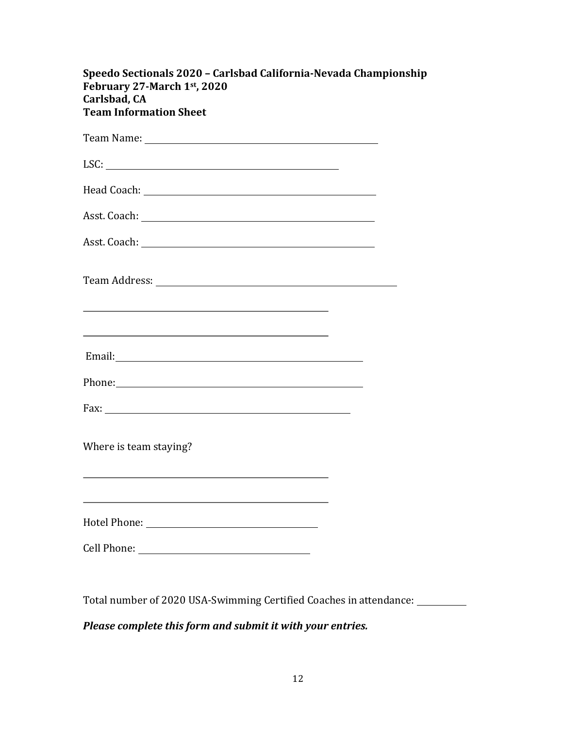**Speedo Sectionals 2020 – Carlsbad California-Nevada Championship**
**February 27-March 1st, 2020**
**Carlsbad, CA**
**Team Information Sheet**

Team Name: ______________________________________________

LSC: ______________________________________________

Head Coach: ______________________________________________

Asst. Coach: ______________________________________________

Asst. Coach: ______________________________________________

Team Address: ______________________________________________

______________________________________________

______________________________________________

Email: ______________________________________________

Phone: ______________________________________________

Fax: ______________________________________________

Where is team staying?

______________________________________________

______________________________________________

Hotel Phone: ____________________________

Cell Phone: ____________________________

Total number of 2020 USA-Swimming Certified Coaches in attendance: ________

***Please complete this form and submit it with your entries.***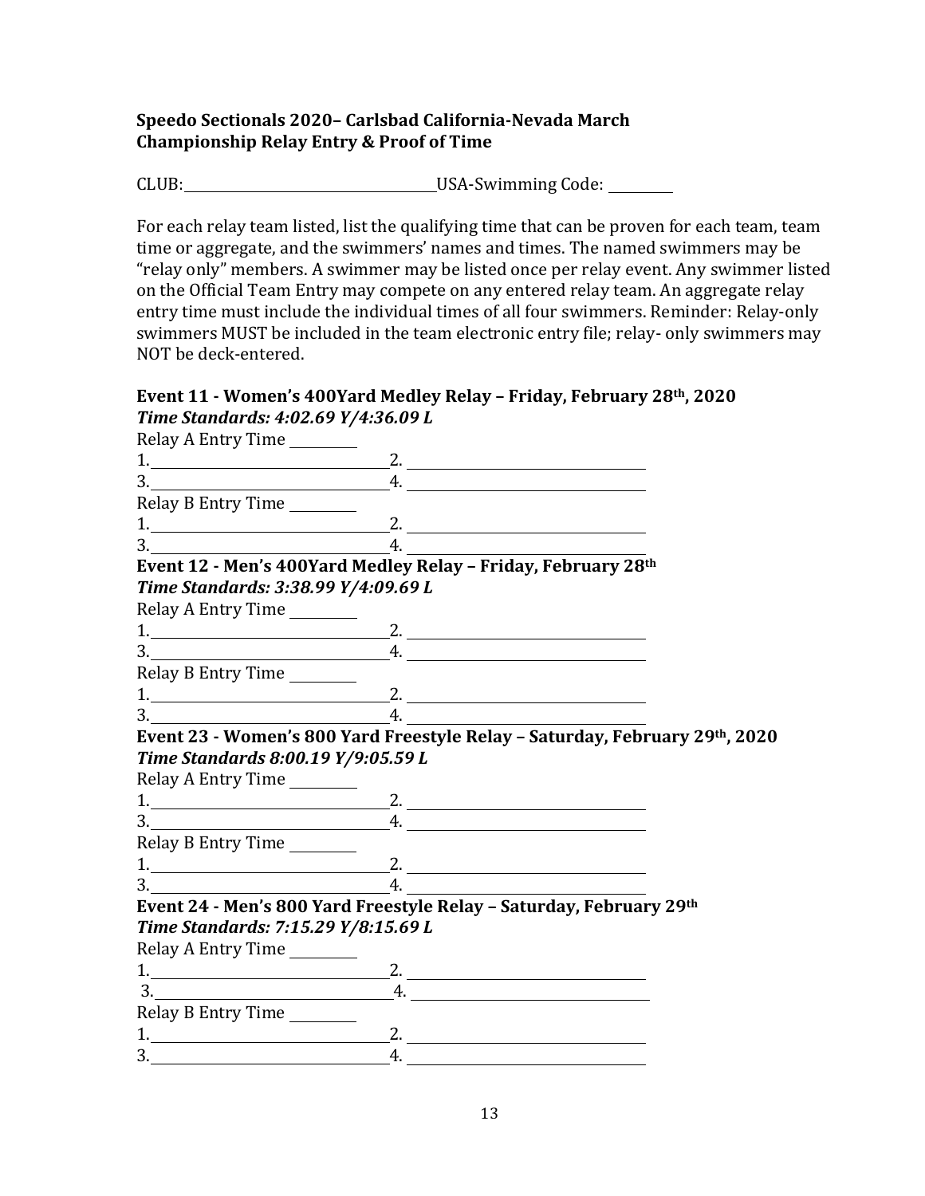**Speedo Sectionals 2020– Carlsbad California-Nevada March**
**Championship Relay Entry & Proof of Time**

CLUB:\_\_\_\_\_\_\_\_\_\_\_\_\_\_\_\_\_\_\_\_\_\_\_\_\_\_\_\_\_\_\_\_USA-Swimming Code: \_\_\_\_\_\_\_\_\_

For each relay team listed, list the qualifying time that can be proven for each team, team time or aggregate, and the swimmers' names and times. The named swimmers may be "relay only" members. A swimmer may be listed once per relay event. Any swimmer listed on the Official Team Entry may compete on any entered relay team. An aggregate relay entry time must include the individual times of all four swimmers. Reminder: Relay-only swimmers MUST be included in the team electronic entry file; relay- only swimmers may NOT be deck-entered.

**Event 11 - Women's 400Yard Medley Relay – Friday, February 28th, 2020**
***Time Standards: 4:02.69 Y/4:36.09 L***

Relay A Entry Time \_\_\_\_\_\_\_\_\_

1.\_\_\_\_\_\_\_\_\_\_\_\_\_\_\_\_\_\_\_\_\_\_\_\_\_\_\_\_\_\_2. \_\_\_\_\_\_\_\_\_\_\_\_\_\_\_\_\_\_\_\_\_\_\_\_\_\_\_\_\_\_

3.\_\_\_\_\_\_\_\_\_\_\_\_\_\_\_\_\_\_\_\_\_\_\_\_\_\_\_\_\_\_4. \_\_\_\_\_\_\_\_\_\_\_\_\_\_\_\_\_\_\_\_\_\_\_\_\_\_\_\_\_\_

Relay B Entry Time \_\_\_\_\_\_\_\_\_

1.\_\_\_\_\_\_\_\_\_\_\_\_\_\_\_\_\_\_\_\_\_\_\_\_\_\_\_\_\_\_2. \_\_\_\_\_\_\_\_\_\_\_\_\_\_\_\_\_\_\_\_\_\_\_\_\_\_\_\_\_\_

3.\_\_\_\_\_\_\_\_\_\_\_\_\_\_\_\_\_\_\_\_\_\_\_\_\_\_\_\_\_\_4. \_\_\_\_\_\_\_\_\_\_\_\_\_\_\_\_\_\_\_\_\_\_\_\_\_\_\_\_\_\_

**Event 12 - Men's 400Yard Medley Relay – Friday, February 28th**
***Time Standards: 3:38.99 Y/4:09.69 L***

Relay A Entry Time \_\_\_\_\_\_\_\_\_

1.\_\_\_\_\_\_\_\_\_\_\_\_\_\_\_\_\_\_\_\_\_\_\_\_\_\_\_\_\_\_2. \_\_\_\_\_\_\_\_\_\_\_\_\_\_\_\_\_\_\_\_\_\_\_\_\_\_\_\_\_\_

3.\_\_\_\_\_\_\_\_\_\_\_\_\_\_\_\_\_\_\_\_\_\_\_\_\_\_\_\_\_\_4. \_\_\_\_\_\_\_\_\_\_\_\_\_\_\_\_\_\_\_\_\_\_\_\_\_\_\_\_\_\_

Relay B Entry Time \_\_\_\_\_\_\_\_\_

1.\_\_\_\_\_\_\_\_\_\_\_\_\_\_\_\_\_\_\_\_\_\_\_\_\_\_\_\_\_\_2. \_\_\_\_\_\_\_\_\_\_\_\_\_\_\_\_\_\_\_\_\_\_\_\_\_\_\_\_\_\_

3.\_\_\_\_\_\_\_\_\_\_\_\_\_\_\_\_\_\_\_\_\_\_\_\_\_\_\_\_\_\_4. \_\_\_\_\_\_\_\_\_\_\_\_\_\_\_\_\_\_\_\_\_\_\_\_\_\_\_\_\_\_

**Event 23 - Women's 800 Yard Freestyle Relay – Saturday, February 29th, 2020**
***Time Standards 8:00.19 Y/9:05.59 L***

Relay A Entry Time \_\_\_\_\_\_\_\_\_

1.\_\_\_\_\_\_\_\_\_\_\_\_\_\_\_\_\_\_\_\_\_\_\_\_\_\_\_\_\_\_2. \_\_\_\_\_\_\_\_\_\_\_\_\_\_\_\_\_\_\_\_\_\_\_\_\_\_\_\_\_\_

3.\_\_\_\_\_\_\_\_\_\_\_\_\_\_\_\_\_\_\_\_\_\_\_\_\_\_\_\_\_\_4. \_\_\_\_\_\_\_\_\_\_\_\_\_\_\_\_\_\_\_\_\_\_\_\_\_\_\_\_\_\_

Relay B Entry Time \_\_\_\_\_\_\_\_\_

1.\_\_\_\_\_\_\_\_\_\_\_\_\_\_\_\_\_\_\_\_\_\_\_\_\_\_\_\_\_\_2. \_\_\_\_\_\_\_\_\_\_\_\_\_\_\_\_\_\_\_\_\_\_\_\_\_\_\_\_\_\_

3.\_\_\_\_\_\_\_\_\_\_\_\_\_\_\_\_\_\_\_\_\_\_\_\_\_\_\_\_\_\_4. \_\_\_\_\_\_\_\_\_\_\_\_\_\_\_\_\_\_\_\_\_\_\_\_\_\_\_\_\_\_

**Event 24 - Men's 800 Yard Freestyle Relay – Saturday, February 29th**
***Time Standards: 7:15.29 Y/8:15.69 L***

Relay A Entry Time \_\_\_\_\_\_\_\_\_

1.\_\_\_\_\_\_\_\_\_\_\_\_\_\_\_\_\_\_\_\_\_\_\_\_\_\_\_\_\_\_2. \_\_\_\_\_\_\_\_\_\_\_\_\_\_\_\_\_\_\_\_\_\_\_\_\_\_\_\_\_\_

3.\_\_\_\_\_\_\_\_\_\_\_\_\_\_\_\_\_\_\_\_\_\_\_\_\_\_\_\_\_\_4. \_\_\_\_\_\_\_\_\_\_\_\_\_\_\_\_\_\_\_\_\_\_\_\_\_\_\_\_\_\_

Relay B Entry Time \_\_\_\_\_\_\_\_\_

1.\_\_\_\_\_\_\_\_\_\_\_\_\_\_\_\_\_\_\_\_\_\_\_\_\_\_\_\_\_\_2. \_\_\_\_\_\_\_\_\_\_\_\_\_\_\_\_\_\_\_\_\_\_\_\_\_\_\_\_\_\_

3.\_\_\_\_\_\_\_\_\_\_\_\_\_\_\_\_\_\_\_\_\_\_\_\_\_\_\_\_\_\_4. \_\_\_\_\_\_\_\_\_\_\_\_\_\_\_\_\_\_\_\_\_\_\_\_\_\_\_\_\_\_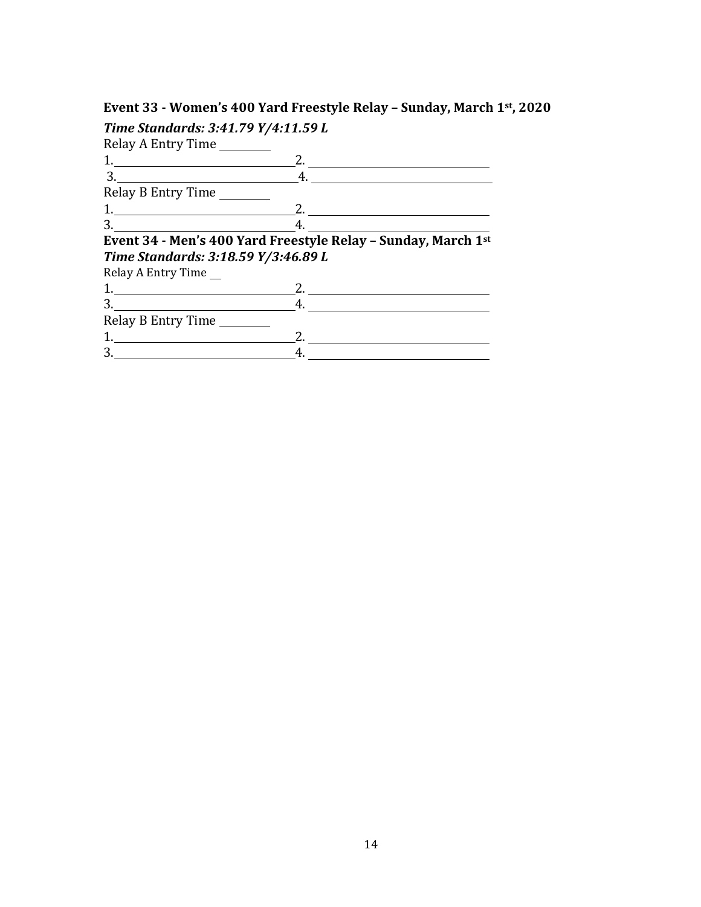**Event 33 - Women's 400 Yard Freestyle Relay – Sunday, March 1st, 2020**

***Time Standards: 3:41.79 Y/4:11.59 L***

Relay A Entry Time ________

1.______________________________2. ______________________________

3.______________________________4. ______________________________

Relay B Entry Time ________

1.______________________________2. ______________________________

3.______________________________4. ______________________________

**Event 34 - Men's 400 Yard Freestyle Relay – Sunday, March 1st**

***Time Standards: 3:18.59 Y/3:46.89 L***

Relay A Entry Time __

1.______________________________2. ______________________________

3.______________________________4. ______________________________

Relay B Entry Time ________

1.______________________________2. ______________________________

3.______________________________4. ______________________________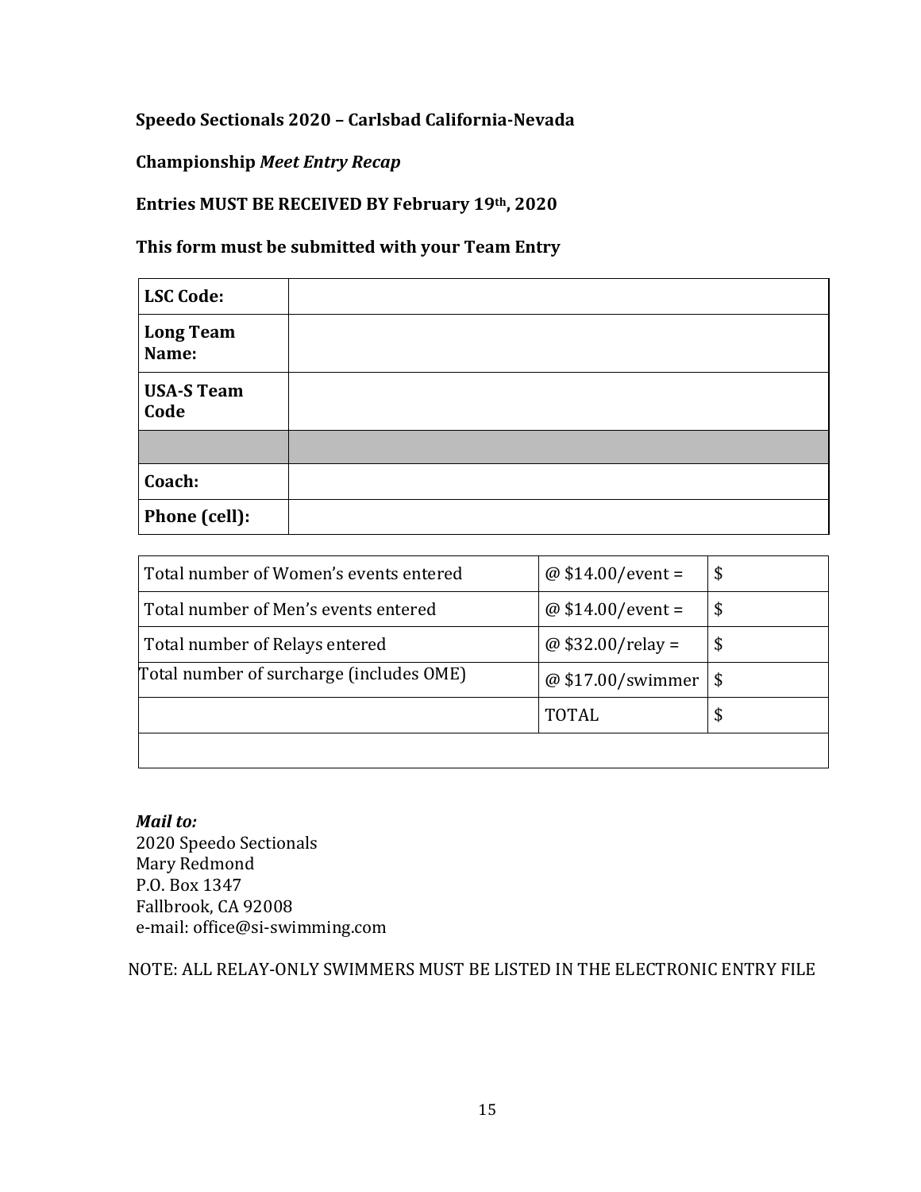**Speedo Sectionals 2020 – Carlsbad California-Nevada**

**Championship *Meet Entry Recap***

**Entries MUST BE RECEIVED BY February 19th, 2020**

**This form must be submitted with your Team Entry**

| | |
|---|---|
| **LSC Code:** | |
| **Long Team Name:** | |
| **USA-S Team Code** | |
| | |
| **Coach:** | |
| **Phone (cell):** | |

| | | |
|---|---|---|
| Total number of Women's events entered | @ $14.00/event = | $ |
| Total number of Men's events entered | @ $14.00/event = | $ |
| Total number of Relays entered | @ $32.00/relay = | $ |
| Total number of surcharge (includes OME) | @ $17.00/swimmer | $ |
| | TOTAL | $ |
| | | |

***Mail to:***
2020 Speedo Sectionals
Mary Redmond
P.O. Box 1347
Fallbrook, CA 92008
e-mail: office@si-swimming.com

NOTE: ALL RELAY-ONLY SWIMMERS MUST BE LISTED IN THE ELECTRONIC ENTRY FILE